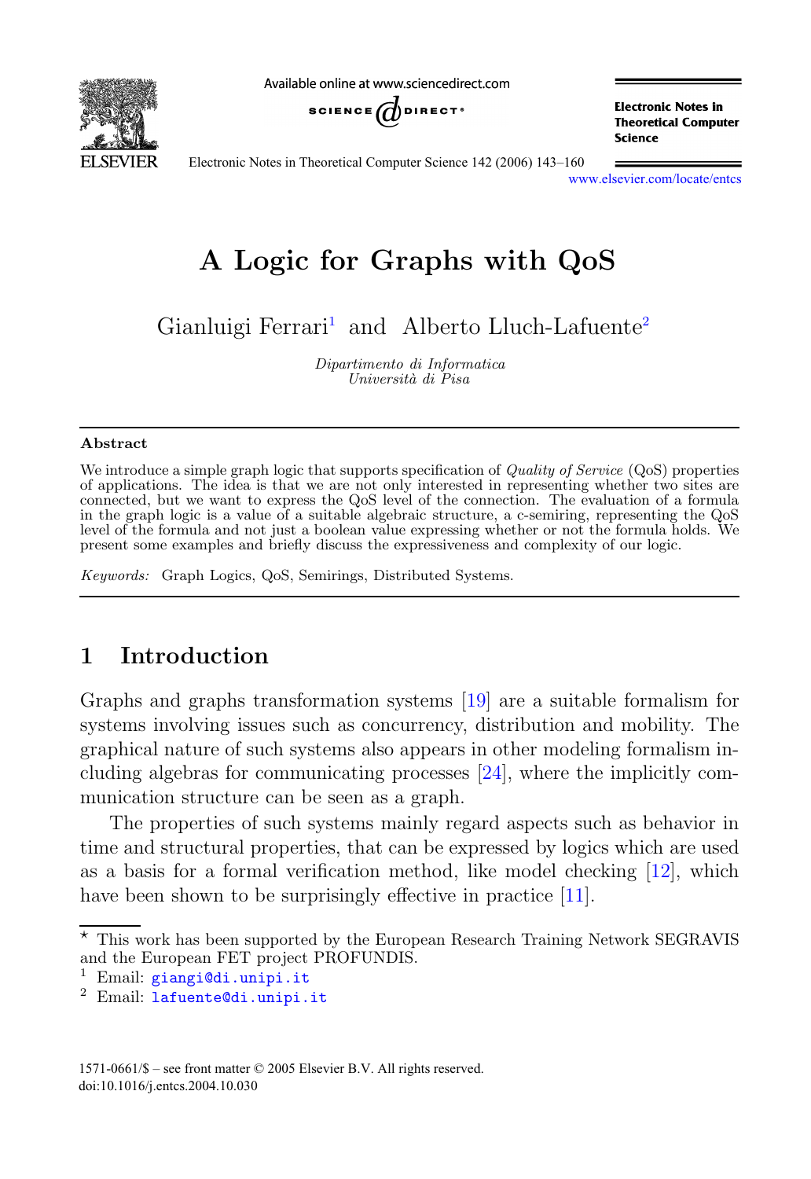# A Logic for Graphs with QoS

Gianluigi Ferrari[1] and Alberto Lluch-Lafuente[2]

*Dipartimento di Informatica*
*Università di Pisa*

## Abstract

We introduce a simple graph logic that supports specification of *Quality of Service* (QoS) properties of applications. The idea is that we are not only interested in representing whether two sites are connected, but we want to express the QoS level of the connection. The evaluation of a formula in the graph logic is a value of a suitable algebraic structure, a c-semiring, representing the QoS level of the formula and not just a boolean value expressing whether or not the formula holds. We present some examples and briefly discuss the expressiveness and complexity of our logic.

*Keywords:* Graph Logics, QoS, Semirings, Distributed Systems.

## 1 Introduction

Graphs and graphs transformation systems [19] are a suitable formalism for systems involving issues such as concurrency, distribution and mobility. The graphical nature of such systems also appears in other modeling formalism including algebras for communicating processes [24], where the implicitly communication structure can be seen as a graph.

The properties of such systems mainly regard aspects such as behavior in time and structural properties, that can be expressed by logics which are used as a basis for a formal verification method, like model checking [12], which have been shown to be surprisingly effective in practice [11].

---

⋆ This work has been supported by the European Research Training Network SEGRAVIS and the European FET project PROFUNDIS.

[1] Email: giangi@di.unipi.it

[2] Email: lafuente@di.unipi.it

1571-0661/$ – see front matter © 2005 Elsevier B.V. All rights reserved.
doi:10.1016/j.entcs.2004.10.030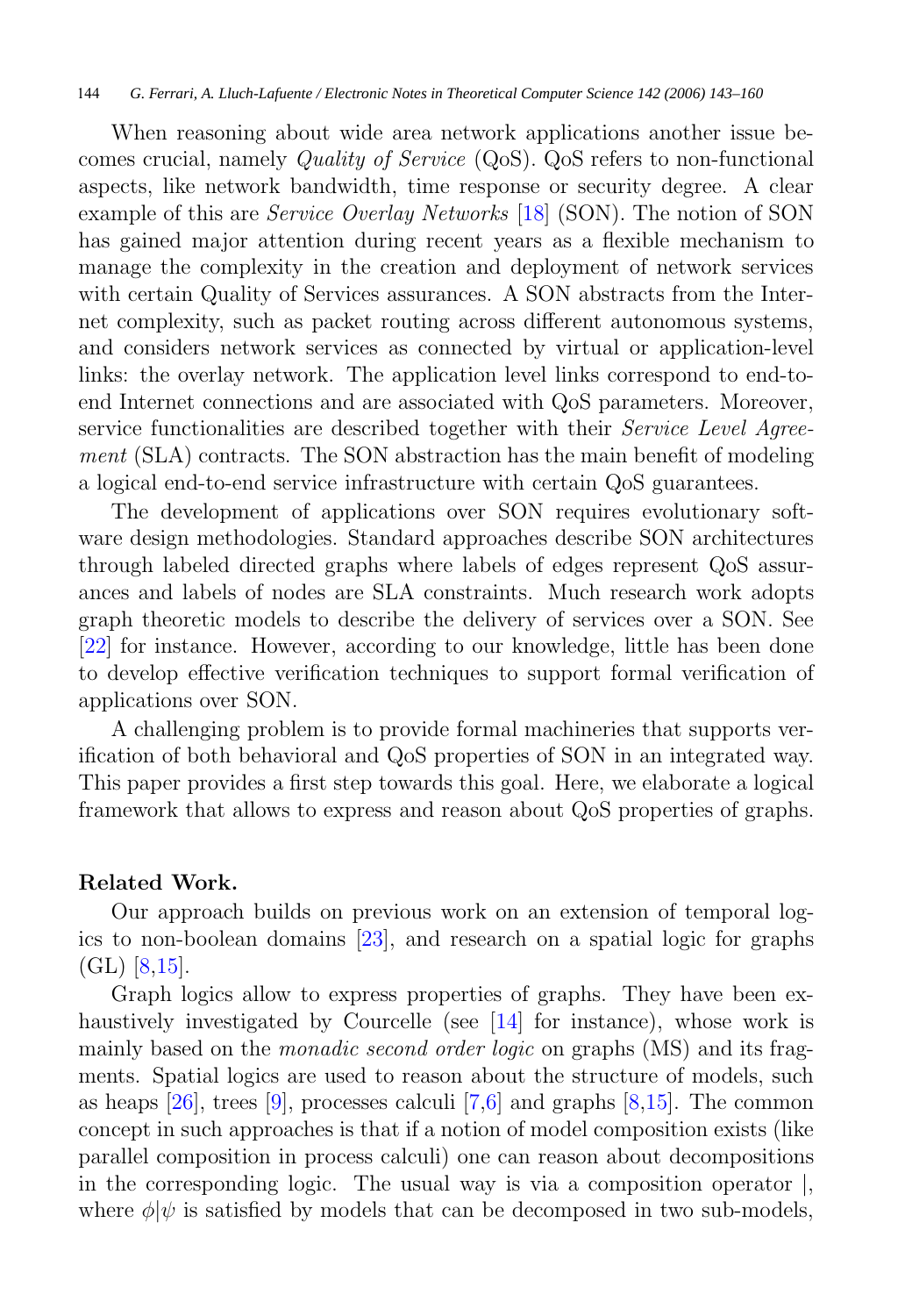When reasoning about wide area network applications another issue becomes crucial, namely *Quality of Service* (QoS). QoS refers to non-functional aspects, like network bandwidth, time response or security degree. A clear example of this are *Service Overlay Networks* [18] (SON). The notion of SON has gained major attention during recent years as a flexible mechanism to manage the complexity in the creation and deployment of network services with certain Quality of Services assurances. A SON abstracts from the Internet complexity, such as packet routing across different autonomous systems, and considers network services as connected by virtual or application-level links: the overlay network. The application level links correspond to end-to-end Internet connections and are associated with QoS parameters. Moreover, service functionalities are described together with their *Service Level Agreement* (SLA) contracts. The SON abstraction has the main benefit of modeling a logical end-to-end service infrastructure with certain QoS guarantees.

The development of applications over SON requires evolutionary software design methodologies. Standard approaches describe SON architectures through labeled directed graphs where labels of edges represent QoS assurances and labels of nodes are SLA constraints. Much research work adopts graph theoretic models to describe the delivery of services over a SON. See [22] for instance. However, according to our knowledge, little has been done to develop effective verification techniques to support formal verification of applications over SON.

A challenging problem is to provide formal machineries that supports verification of both behavioral and QoS properties of SON in an integrated way. This paper provides a first step towards this goal. Here, we elaborate a logical framework that allows to express and reason about QoS properties of graphs.

**Related Work.**

Our approach builds on previous work on an extension of temporal logics to non-boolean domains [23], and research on a spatial logic for graphs (GL) [8,15].

Graph logics allow to express properties of graphs. They have been exhaustively investigated by Courcelle (see [14] for instance), whose work is mainly based on the *monadic second order logic* on graphs (MS) and its fragments. Spatial logics are used to reason about the structure of models, such as heaps [26], trees [9], processes calculi [7,6] and graphs [8,15]. The common concept in such approaches is that if a notion of model composition exists (like parallel composition in process calculi) one can reason about decompositions in the corresponding logic. The usual way is via a composition operator $|$, where $\phi|\psi$ is satisfied by models that can be decomposed in two sub-models,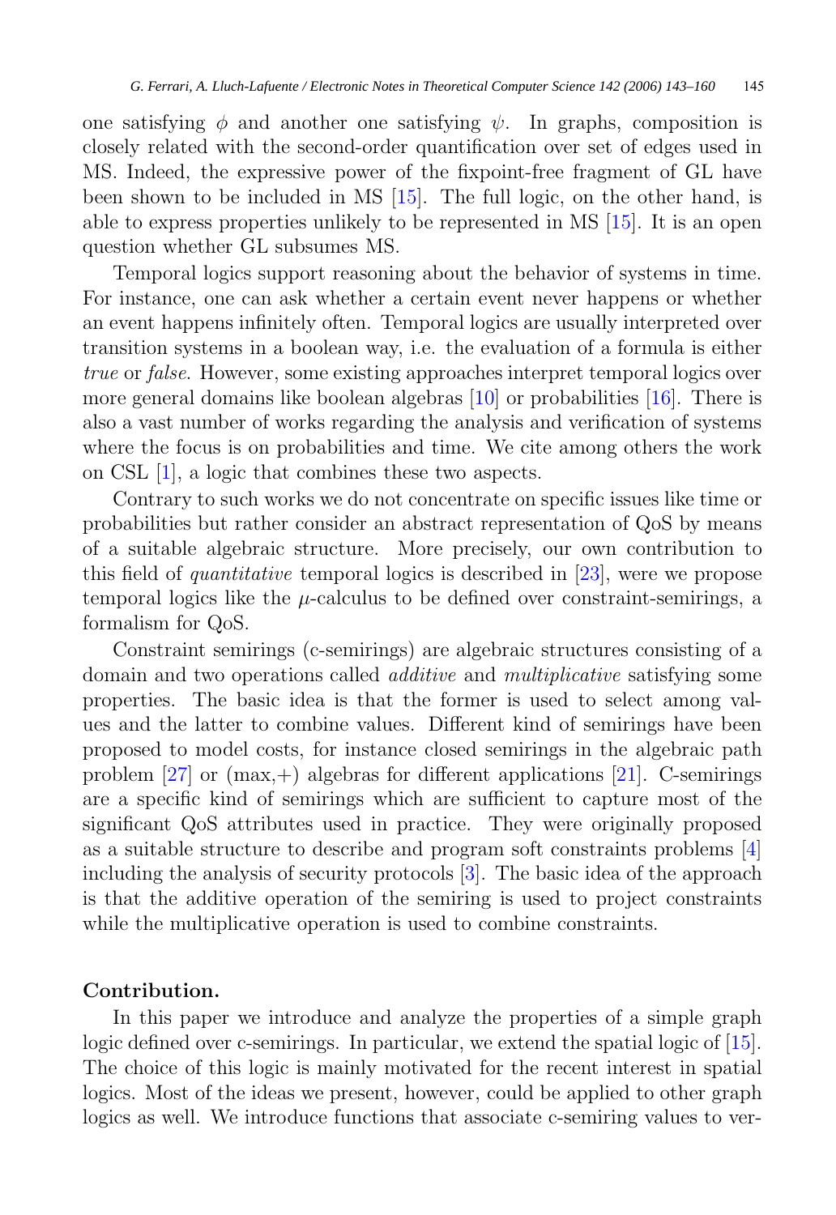one satisfying $\phi$ and another one satisfying $\psi$. In graphs, composition is closely related with the second-order quantification over set of edges used in MS. Indeed, the expressive power of the fixpoint-free fragment of GL have been shown to be included in MS [15]. The full logic, on the other hand, is able to express properties unlikely to be represented in MS [15]. It is an open question whether GL subsumes MS.

Temporal logics support reasoning about the behavior of systems in time. For instance, one can ask whether a certain event never happens or whether an event happens infinitely often. Temporal logics are usually interpreted over transition systems in a boolean way, i.e. the evaluation of a formula is either *true* or *false*. However, some existing approaches interpret temporal logics over more general domains like boolean algebras [10] or probabilities [16]. There is also a vast number of works regarding the analysis and verification of systems where the focus is on probabilities and time. We cite among others the work on CSL [1], a logic that combines these two aspects.

Contrary to such works we do not concentrate on specific issues like time or probabilities but rather consider an abstract representation of QoS by means of a suitable algebraic structure. More precisely, our own contribution to this field of *quantitative* temporal logics is described in [23], were we propose temporal logics like the $\mu$-calculus to be defined over constraint-semirings, a formalism for QoS.

Constraint semirings (c-semirings) are algebraic structures consisting of a domain and two operations called *additive* and *multiplicative* satisfying some properties. The basic idea is that the former is used to select among values and the latter to combine values. Different kind of semirings have been proposed to model costs, for instance closed semirings in the algebraic path problem [27] or (max,+) algebras for different applications [21]. C-semirings are a specific kind of semirings which are sufficient to capture most of the significant QoS attributes used in practice. They were originally proposed as a suitable structure to describe and program soft constraints problems [4] including the analysis of security protocols [3]. The basic idea of the approach is that the additive operation of the semiring is used to project constraints while the multiplicative operation is used to combine constraints.

**Contribution.**

In this paper we introduce and analyze the properties of a simple graph logic defined over c-semirings. In particular, we extend the spatial logic of [15]. The choice of this logic is mainly motivated for the recent interest in spatial logics. Most of the ideas we present, however, could be applied to other graph logics as well. We introduce functions that associate c-semiring values to ver-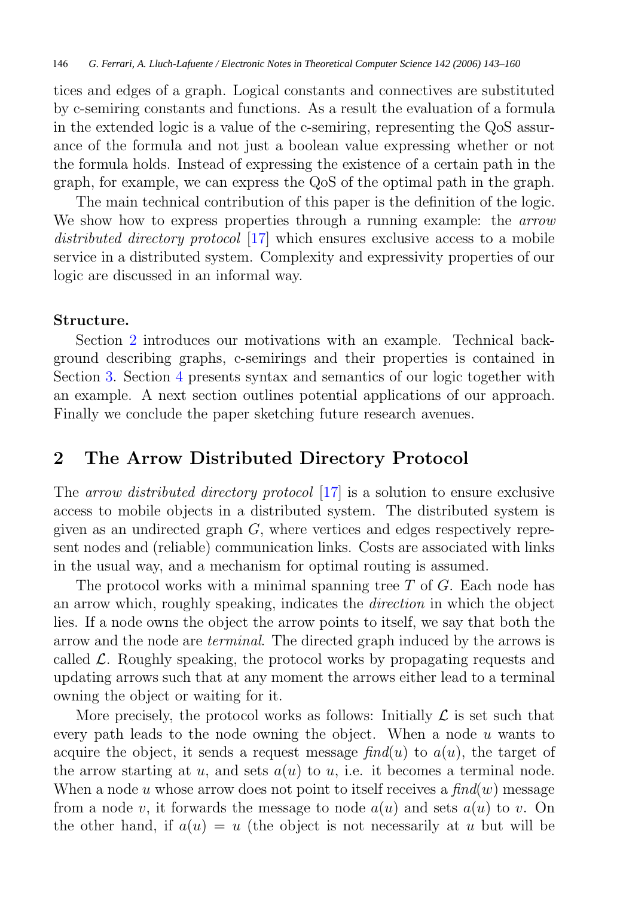tices and edges of a graph. Logical constants and connectives are substituted by c-semiring constants and functions. As a result the evaluation of a formula in the extended logic is a value of the c-semiring, representing the QoS assurance of the formula and not just a boolean value expressing whether or not the formula holds. Instead of expressing the existence of a certain path in the graph, for example, we can express the QoS of the optimal path in the graph.

The main technical contribution of this paper is the definition of the logic. We show how to express properties through a running example: the *arrow distributed directory protocol* [17] which ensures exclusive access to a mobile service in a distributed system. Complexity and expressivity properties of our logic are discussed in an informal way.

**Structure.**

Section 2 introduces our motivations with an example. Technical background describing graphs, c-semirings and their properties is contained in Section 3. Section 4 presents syntax and semantics of our logic together with an example. A next section outlines potential applications of our approach. Finally we conclude the paper sketching future research avenues.

## 2 The Arrow Distributed Directory Protocol

The *arrow distributed directory protocol* [17] is a solution to ensure exclusive access to mobile objects in a distributed system. The distributed system is given as an undirected graph $G$, where vertices and edges respectively represent nodes and (reliable) communication links. Costs are associated with links in the usual way, and a mechanism for optimal routing is assumed.

The protocol works with a minimal spanning tree $T$ of $G$. Each node has an arrow which, roughly speaking, indicates the *direction* in which the object lies. If a node owns the object the arrow points to itself, we say that both the arrow and the node are *terminal*. The directed graph induced by the arrows is called $\mathcal{L}$. Roughly speaking, the protocol works by propagating requests and updating arrows such that at any moment the arrows either lead to a terminal owning the object or waiting for it.

More precisely, the protocol works as follows: Initially $\mathcal{L}$ is set such that every path leads to the node owning the object. When a node $u$ wants to acquire the object, it sends a request message $\mathit{find}(u)$ to $a(u)$, the target of the arrow starting at $u$, and sets $a(u)$ to $u$, i.e. it becomes a terminal node. When a node $u$ whose arrow does not point to itself receives a $\mathit{find}(w)$ message from a node $v$, it forwards the message to node $a(u)$ and sets $a(u)$ to $v$. On the other hand, if $a(u) = u$ (the object is not necessarily at $u$ but will be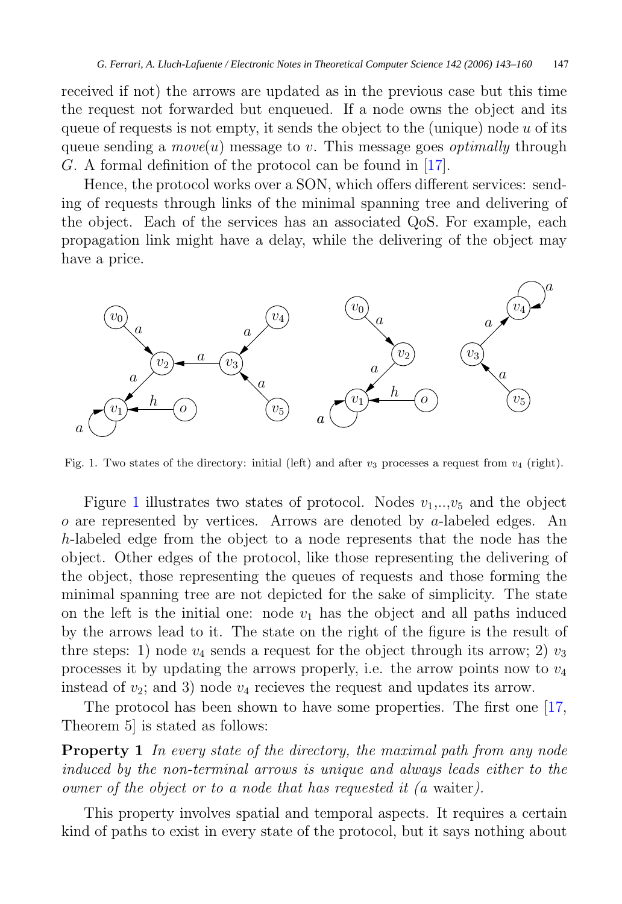received if not) the arrows are updated as in the previous case but this time the request not forwarded but enqueued. If a node owns the object and its queue of requests is not empty, it sends the object to the (unique) node $u$ of its queue sending a $move(u)$ message to $v$. This message goes *optimally* through $G$. A formal definition of the protocol can be found in [17].

Hence, the protocol works over a SON, which offers different services: sending of requests through links of the minimal spanning tree and delivering of the object. Each of the services has an associated QoS. For example, each propagation link might have a delay, while the delivering of the object may have a price.

Fig. 1. Two states of the directory: initial (left) and after $v_3$ processes a request from $v_4$ (right).

Figure 1 illustrates two states of protocol. Nodes $v_1$,..,$v_5$ and the object $o$ are represented by vertices. Arrows are denoted by $a$-labeled edges. An $h$-labeled edge from the object to a node represents that the node has the object. Other edges of the protocol, like those representing the delivering of the object, those representing the queues of requests and those forming the minimal spanning tree are not depicted for the sake of simplicity. The state on the left is the initial one: node $v_1$ has the object and all paths induced by the arrows lead to it. The state on the right of the figure is the result of thre steps: 1) node $v_4$ sends a request for the object through its arrow; 2) $v_3$ processes it by updating the arrows properly, i.e. the arrow points now to $v_4$ instead of $v_2$; and 3) node $v_4$ recieves the request and updates its arrow.

The protocol has been shown to have some properties. The first one [17, Theorem 5] is stated as follows:

**Property 1** *In every state of the directory, the maximal path from any node induced by the non-terminal arrows is unique and always leads either to the owner of the object or to a node that has requested it (a* waiter*).*

This property involves spatial and temporal aspects. It requires a certain kind of paths to exist in every state of the protocol, but it says nothing about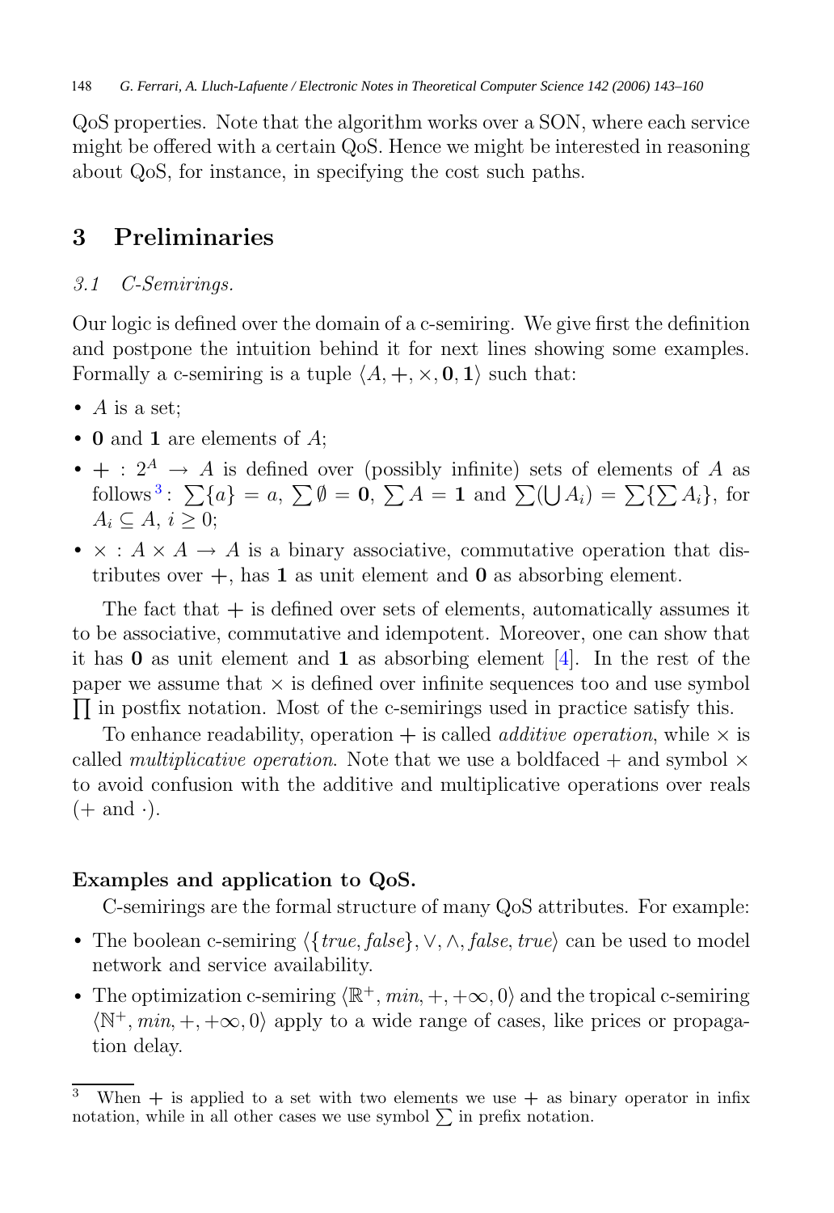QoS properties. Note that the algorithm works over a SON, where each service might be offered with a certain QoS. Hence we might be interested in reasoning about QoS, for instance, in specifying the cost such paths.

## 3 Preliminaries

### *3.1 C-Semirings.*

Our logic is defined over the domain of a c-semiring. We give first the definition and postpone the intuition behind it for next lines showing some examples. Formally a c-semiring is a tuple $\langle A, \mathbf{+}, \times, \mathbf{0}, \mathbf{1}\rangle$ such that:

- $A$ is a set;
- $\mathbf{0}$ and $\mathbf{1}$ are elements of $A$;
- $\mathbf{+} : 2^A \to A$ is defined over (possibly infinite) sets of elements of $A$ as follows [3]: $\sum\{a\} = a$, $\sum\emptyset = \mathbf{0}$, $\sum A = \mathbf{1}$ and $\sum(\bigcup A_i) = \sum\{\sum A_i\}$, for $A_i \subseteq A$, $i \geq 0$;
- $\times : A \times A \to A$ is a binary associative, commutative operation that distributes over $\mathbf{+}$, has $\mathbf{1}$ as unit element and $\mathbf{0}$ as absorbing element.

The fact that $\mathbf{+}$ is defined over sets of elements, automatically assumes it to be associative, commutative and idempotent. Moreover, one can show that it has $\mathbf{0}$ as unit element and $\mathbf{1}$ as absorbing element [4]. In the rest of the paper we assume that $\times$ is defined over infinite sequences too and use symbol $\prod$ in postfix notation. Most of the c-semirings used in practice satisfy this.

To enhance readability, operation $\mathbf{+}$ is called *additive operation*, while $\times$ is called *multiplicative operation*. Note that we use a boldfaced + and symbol $\times$ to avoid confusion with the additive and multiplicative operations over reals ($+$ and $\cdot$).

**Examples and application to QoS.**

C-semirings are the formal structure of many QoS attributes. For example:

- The boolean c-semiring $\langle\{true, false\}, \vee, \wedge, false, true\rangle$ can be used to model network and service availability.
- The optimization c-semiring $\langle\mathbb{R}^+, min, +, +\infty, 0\rangle$ and the tropical c-semiring $\langle\mathbb{N}^+, min, +, +\infty, 0\rangle$ apply to a wide range of cases, like prices or propagation delay.

[3] When $\mathbf{+}$ is applied to a set with two elements we use $\mathbf{+}$ as binary operator in infix notation, while in all other cases we use symbol $\sum$ in prefix notation.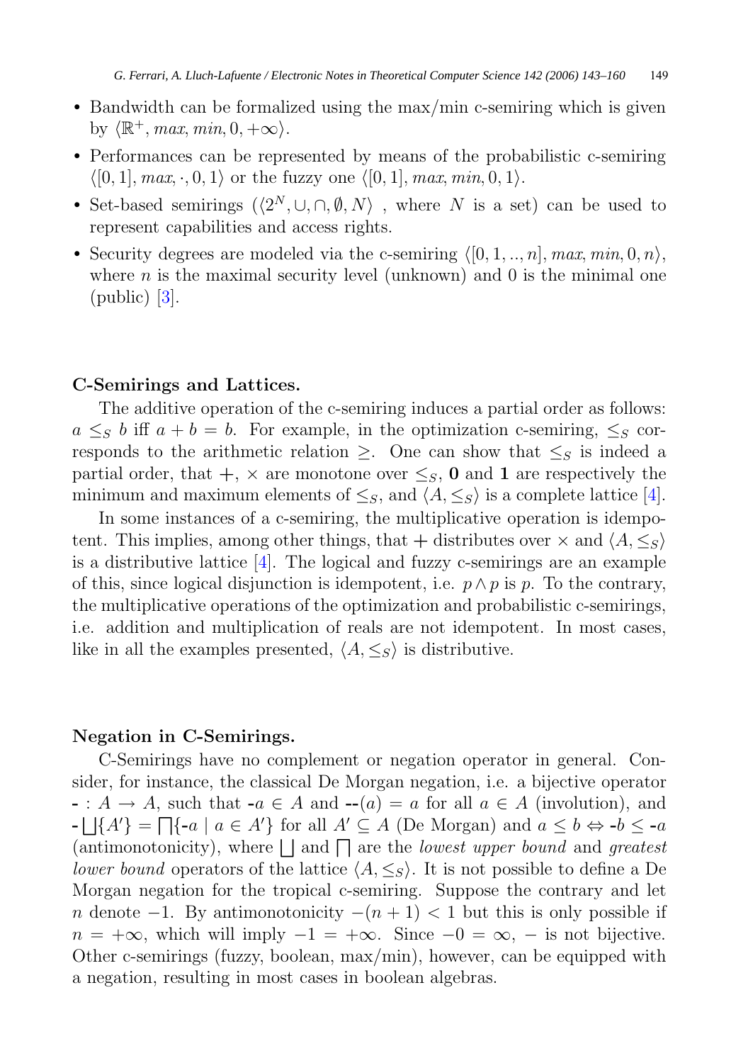- Bandwidth can be formalized using the max/min c-semiring which is given by $\langle \mathbb{R}^+, max, min, 0, +\infty \rangle$.
- Performances can be represented by means of the probabilistic c-semiring $\langle [0,1], max, \cdot, 0, 1 \rangle$ or the fuzzy one $\langle [0,1], max, min, 0, 1 \rangle$.
- Set-based semirings ($\langle 2^N, \cup, \cap, \emptyset, N \rangle$ , where $N$ is a set) can be used to represent capabilities and access rights.
- Security degrees are modeled via the c-semiring $\langle [0, 1, .., n], max, min, 0, n \rangle$, where $n$ is the maximal security level (unknown) and 0 is the minimal one (public) [3].

**C-Semirings and Lattices.**

The additive operation of the c-semiring induces a partial order as follows: $a \leq_S b$ iff $a + b = b$. For example, in the optimization c-semiring, $\leq_S$ corresponds to the arithmetic relation $\geq$. One can show that $\leq_S$ is indeed a partial order, that $+$, $\times$ are monotone over $\leq_S$, $\mathbf{0}$ and $\mathbf{1}$ are respectively the minimum and maximum elements of $\leq_S$, and $\langle A, \leq_S \rangle$ is a complete lattice [4].

In some instances of a c-semiring, the multiplicative operation is idempotent. This implies, among other things, that $+$ distributes over $\times$ and $\langle A, \leq_S \rangle$ is a distributive lattice [4]. The logical and fuzzy c-semirings are an example of this, since logical disjunction is idempotent, i.e. $p \wedge p$ is $p$. To the contrary, the multiplicative operations of the optimization and probabilistic c-semirings, i.e. addition and multiplication of reals are not idempotent. In most cases, like in all the examples presented, $\langle A, \leq_S \rangle$ is distributive.

**Negation in C-Semirings.**

C-Semirings have no complement or negation operator in general. Consider, for instance, the classical De Morgan negation, i.e. a bijective operator $\text{-} : A \to A$, such that $\text{-}a \in A$ and $\text{--}(a) = a$ for all $a \in A$ (involution), and $\text{-} \bigsqcup \{A'\} = \bigsqcap \{\text{-}a \mid a \in A'\}$ for all $A' \subseteq A$ (De Morgan) and $a \leq b \Leftrightarrow \text{-}b \leq \text{-}a$ (antimonotonicity), where $\bigsqcup$ and $\bigsqcap$ are the *lowest upper bound* and *greatest lower bound* operators of the lattice $\langle A, \leq_S \rangle$. It is not possible to define a De Morgan negation for the tropical c-semiring. Suppose the contrary and let $n$ denote $-1$. By antimonotonicity $-(n+1) < 1$ but this is only possible if $n = +\infty$, which will imply $-1 = +\infty$. Since $-0 = \infty$, $-$ is not bijective. Other c-semirings (fuzzy, boolean, max/min), however, can be equipped with a negation, resulting in most cases in boolean algebras.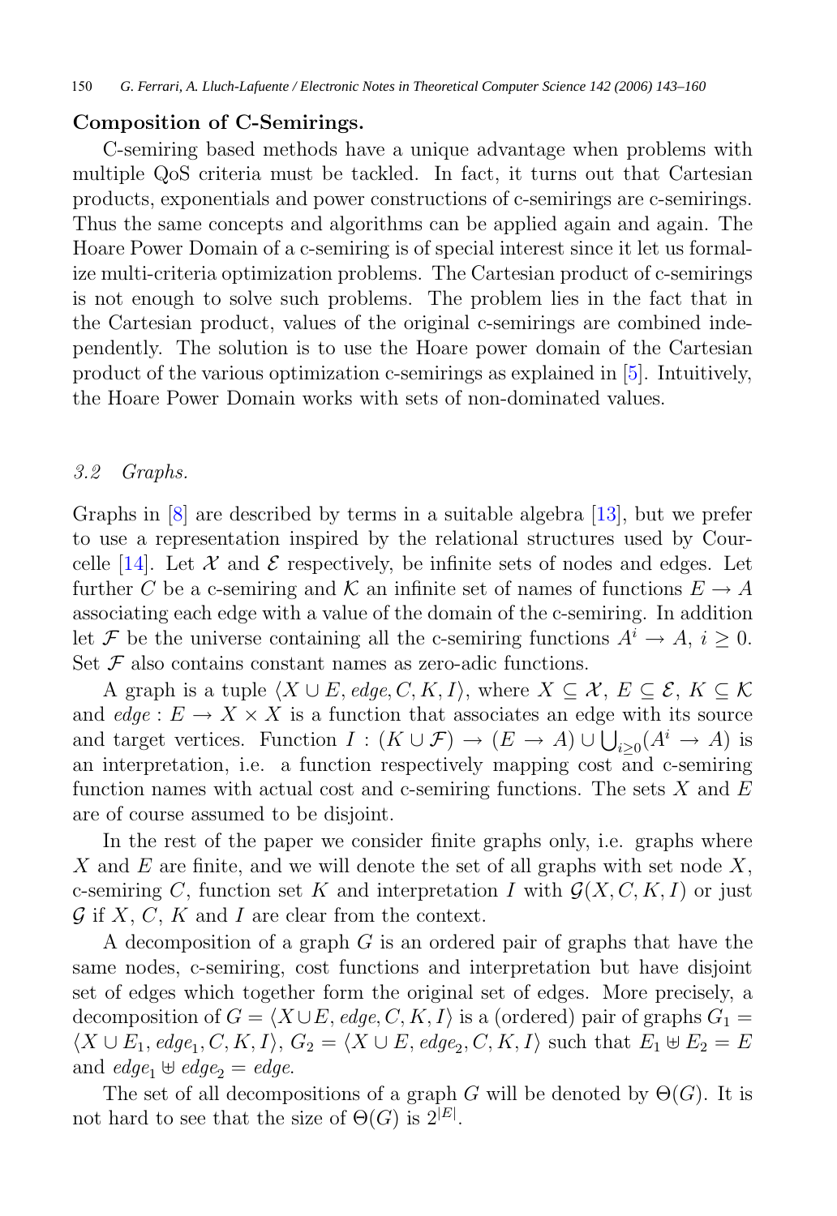**Composition of C-Semirings.**

C-semiring based methods have a unique advantage when problems with multiple QoS criteria must be tackled. In fact, it turns out that Cartesian products, exponentials and power constructions of c-semirings are c-semirings. Thus the same concepts and algorithms can be applied again and again. The Hoare Power Domain of a c-semiring is of special interest since it let us formalize multi-criteria optimization problems. The Cartesian product of c-semirings is not enough to solve such problems. The problem lies in the fact that in the Cartesian product, values of the original c-semirings are combined independently. The solution is to use the Hoare power domain of the Cartesian product of the various optimization c-semirings as explained in [5]. Intuitively, the Hoare Power Domain works with sets of non-dominated values.

### *3.2 Graphs.*

Graphs in [8] are described by terms in a suitable algebra [13], but we prefer to use a representation inspired by the relational structures used by Courcelle [14]. Let $\mathcal{X}$ and $\mathcal{E}$ respectively, be infinite sets of nodes and edges. Let further $C$ be a c-semiring and $\mathcal{K}$ an infinite set of names of functions $E \to A$ associating each edge with a value of the domain of the c-semiring. In addition let $\mathcal{F}$ be the universe containing all the c-semiring functions $A^i \to A$, $i \geq 0$. Set $\mathcal{F}$ also contains constant names as zero-adic functions.

A graph is a tuple $\langle X \cup E, \mathit{edge}, C, K, I \rangle$, where $X \subseteq \mathcal{X}$, $E \subseteq \mathcal{E}$, $K \subseteq \mathcal{K}$ and $\mathit{edge} : E \to X \times X$ is a function that associates an edge with its source and target vertices. Function $I : (K \cup \mathcal{F}) \to (E \to A) \cup \bigcup_{i \geq 0}(A^i \to A)$ is an interpretation, i.e. a function respectively mapping cost and c-semiring function names with actual cost and c-semiring functions. The sets $X$ and $E$ are of course assumed to be disjoint.

In the rest of the paper we consider finite graphs only, i.e. graphs where $X$ and $E$ are finite, and we will denote the set of all graphs with set node $X$, c-semiring $C$, function set $K$ and interpretation $I$ with $\mathcal{G}(X, C, K, I)$ or just $\mathcal{G}$ if $X$, $C$, $K$ and $I$ are clear from the context.

A decomposition of a graph $G$ is an ordered pair of graphs that have the same nodes, c-semiring, cost functions and interpretation but have disjoint set of edges which together form the original set of edges. More precisely, a decomposition of $G = \langle X \cup E, \mathit{edge}, C, K, I \rangle$ is a (ordered) pair of graphs $G_1 = \langle X \cup E_1, \mathit{edge}_1, C, K, I \rangle$, $G_2 = \langle X \cup E, \mathit{edge}_2, C, K, I \rangle$ such that $E_1 \uplus E_2 = E$ and $\mathit{edge}_1 \uplus \mathit{edge}_2 = \mathit{edge}$.

The set of all decompositions of a graph $G$ will be denoted by $\Theta(G)$. It is not hard to see that the size of $\Theta(G)$ is $2^{|E|}$.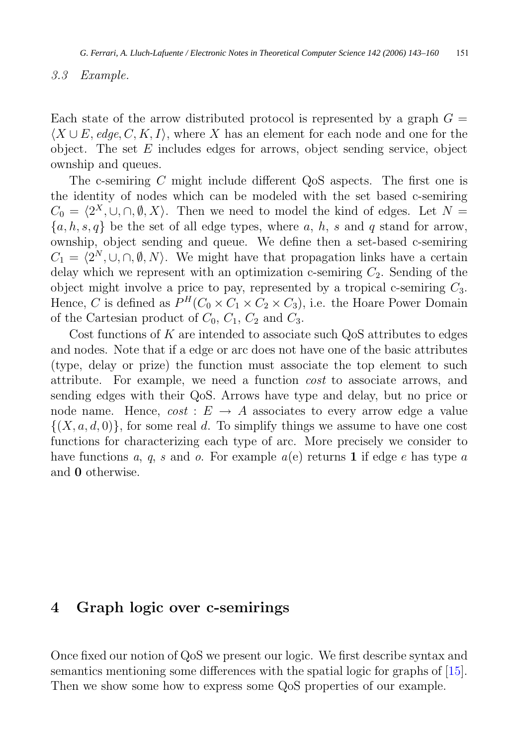### 3.3 Example.

Each state of the arrow distributed protocol is represented by a graph $G = \langle X \cup E, \mathit{edge}, C, K, I\rangle$, where $X$ has an element for each node and one for the object. The set $E$ includes edges for arrows, object sending service, object ownship and queues.

The c-semiring $C$ might include different QoS aspects. The first one is the identity of nodes which can be modeled with the set based c-semiring $C_0 = \langle 2^X, \cup, \cap, \emptyset, X\rangle$. Then we need to model the kind of edges. Let $N = \{a, h, s, q\}$ be the set of all edge types, where $a$, $h$, $s$ and $q$ stand for arrow, ownship, object sending and queue. We define then a set-based c-semiring $C_1 = \langle 2^N, \cup, \cap, \emptyset, N\rangle$. We might have that propagation links have a certain delay which we represent with an optimization c-semiring $C_2$. Sending of the object might involve a price to pay, represented by a tropical c-semiring $C_3$. Hence, $C$ is defined as $P^H(C_0 \times C_1 \times C_2 \times C_3)$, i.e. the Hoare Power Domain of the Cartesian product of $C_0$, $C_1$, $C_2$ and $C_3$.

Cost functions of $K$ are intended to associate such QoS attributes to edges and nodes. Note that if a edge or arc does not have one of the basic attributes (type, delay or prize) the function must associate the top element to such attribute. For example, we need a function *cost* to associate arrows, and sending edges with their QoS. Arrows have type and delay, but no price or node name. Hence, $\mathit{cost} : E \to A$ associates to every arrow edge a value $\{(X, a, d, 0)\}$, for some real $d$. To simplify things we assume to have one cost functions for characterizing each type of arc. More precisely we consider to have functions $a$, $q$, $s$ and $o$. For example $a(\mathrm{e})$ returns $\mathbf{1}$ if edge $e$ has type $a$ and $\mathbf{0}$ otherwise.

## 4 Graph logic over c-semirings

Once fixed our notion of QoS we present our logic. We first describe syntax and semantics mentioning some differences with the spatial logic for graphs of [15]. Then we show some how to express some QoS properties of our example.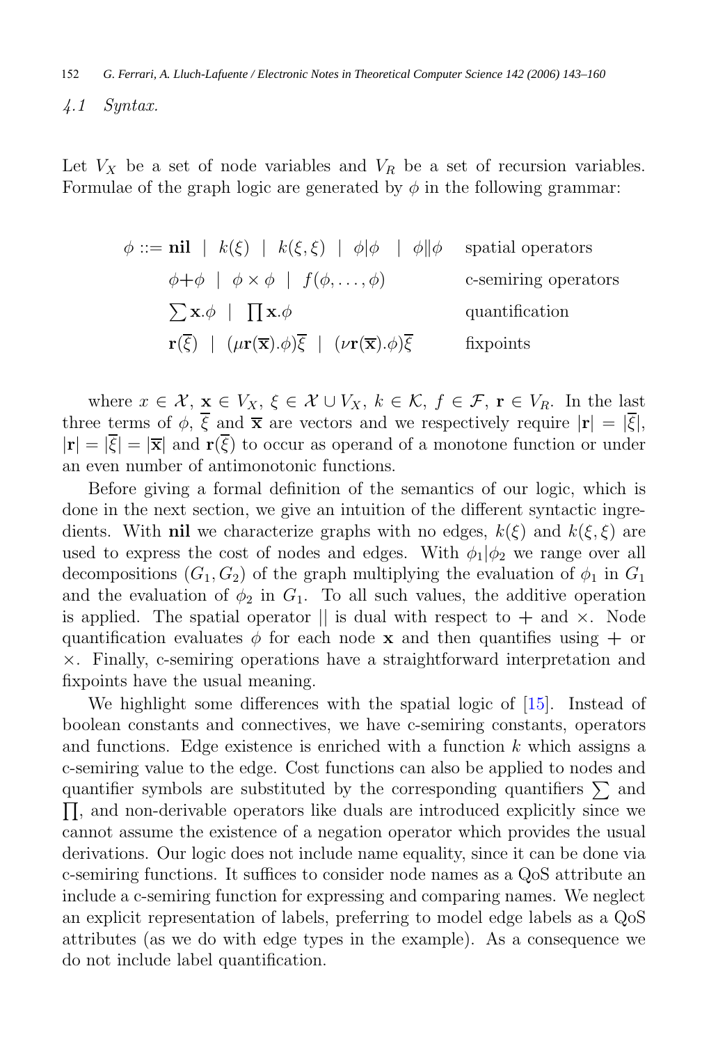### 4.1 Syntax.

Let $V_X$ be a set of node variables and $V_R$ be a set of recursion variables. Formulae of the graph logic are generated by $\phi$ in the following grammar:

$$
\begin{array}{lll}
\phi ::= \mathbf{nil} \;\mid\; k(\xi) \;\mid\; k(\xi,\xi) \;\mid\; \phi|\phi \;\mid\; \phi\|\phi & & \text{spatial operators} \\
\quad\;\; \phi+\phi \;\mid\; \phi\times\phi \;\mid\; f(\phi,\ldots,\phi) & & \text{c-semiring operators} \\
\quad\;\; \sum \mathbf{x}.\phi \;\mid\; \prod \mathbf{x}.\phi & & \text{quantification} \\
\quad\;\; \mathbf{r}(\overline{\xi}) \;\mid\; (\mu\mathbf{r}(\overline{\mathbf{x}}).\phi)\overline{\xi} \;\mid\; (\nu\mathbf{r}(\overline{\mathbf{x}}).\phi)\overline{\xi} & & \text{fixpoints}
\end{array}
$$

where $x \in \mathcal{X}$, $\mathbf{x} \in V_X$, $\xi \in \mathcal{X} \cup V_X$, $k \in \mathcal{K}$, $f \in \mathcal{F}$, $\mathbf{r} \in V_R$. In the last three terms of $\phi$, $\overline{\xi}$ and $\overline{\mathbf{x}}$ are vectors and we respectively require $|\mathbf{r}| = |\overline{\xi}|$, $|\mathbf{r}| = |\overline{\xi}| = |\overline{\mathbf{x}}|$ and $\mathbf{r}(\overline{\xi})$ to occur as operand of a monotone function or under an even number of antimonotonic functions.

Before giving a formal definition of the semantics of our logic, which is done in the next section, we give an intuition of the different syntactic ingredients. With **nil** we characterize graphs with no edges, $k(\xi)$ and $k(\xi,\xi)$ are used to express the cost of nodes and edges. With $\phi_1|\phi_2$ we range over all decompositions $(G_1, G_2)$ of the graph multiplying the evaluation of $\phi_1$ in $G_1$ and the evaluation of $\phi_2$ in $G_1$. To all such values, the additive operation is applied. The spatial operator $||$ is dual with respect to $+$ and $\times$. Node quantification evaluates $\phi$ for each node $\mathbf{x}$ and then quantifies using $+$ or $\times$. Finally, c-semiring operations have a straightforward interpretation and fixpoints have the usual meaning.

We highlight some differences with the spatial logic of [15]. Instead of boolean constants and connectives, we have c-semiring constants, operators and functions. Edge existence is enriched with a function $k$ which assigns a c-semiring value to the edge. Cost functions can also be applied to nodes and quantifier symbols are substituted by the corresponding quantifiers $\sum$ and $\prod$, and non-derivable operators like duals are introduced explicitly since we cannot assume the existence of a negation operator which provides the usual derivations. Our logic does not include name equality, since it can be done via c-semiring functions. It suffices to consider node names as a QoS attribute an include a c-semiring function for expressing and comparing names. We neglect an explicit representation of labels, preferring to model edge labels as a QoS attributes (as we do with edge types in the example). As a consequence we do not include label quantification.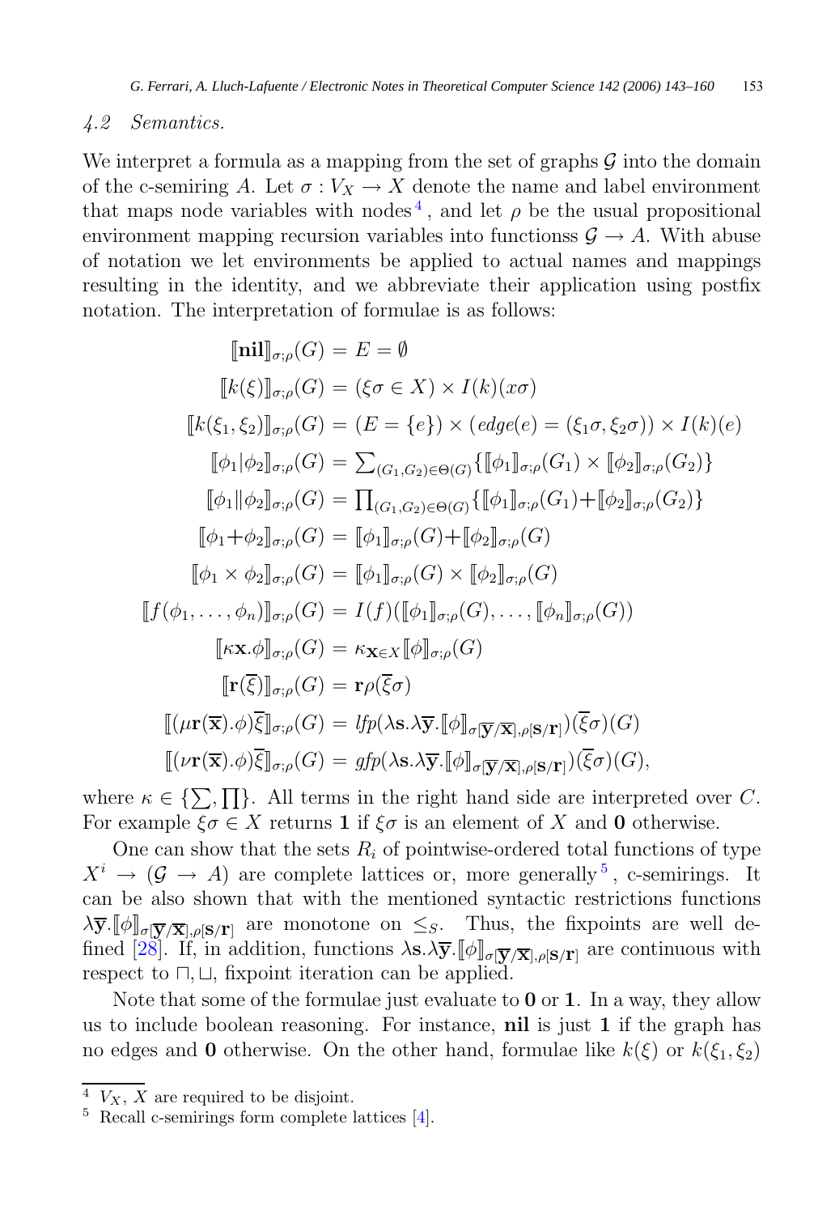### 4.2 Semantics.

We interpret a formula as a mapping from the set of graphs $\mathcal{G}$ into the domain of the c-semiring $A$. Let $\sigma : V_X \to X$ denote the name and label environment that maps node variables with nodes [4], and let $\rho$ be the usual propositional environment mapping recursion variables into functionss $\mathcal{G} \to A$. With abuse of notation we let environments be applied to actual names and mappings resulting in the identity, and we abbreviate their application using postfix notation. The interpretation of formulae is as follows:

$$
\begin{aligned}
[\![\mathbf{nil}]\!]_{\sigma;\rho}(G) &= E = \emptyset \\
[\![k(\xi)]\!]_{\sigma;\rho}(G) &= (\xi\sigma \in X) \times I(k)(x\sigma) \\
[\![k(\xi_1,\xi_2)]\!]_{\sigma;\rho}(G) &= (E = \{e\}) \times (edge(e) = (\xi_1\sigma, \xi_2\sigma)) \times I(k)(e) \\
[\![\phi_1|\phi_2]\!]_{\sigma;\rho}(G) &= \textstyle\sum_{(G_1,G_2)\in\Theta(G)}\{[\![\phi_1]\!]_{\sigma;\rho}(G_1) \times [\![\phi_2]\!]_{\sigma;\rho}(G_2)\} \\
[\![\phi_1\|\phi_2]\!]_{\sigma;\rho}(G) &= \textstyle\prod_{(G_1,G_2)\in\Theta(G)}\{[\![\phi_1]\!]_{\sigma;\rho}(G_1) + [\![\phi_2]\!]_{\sigma;\rho}(G_2)\} \\
[\![\phi_1+\phi_2]\!]_{\sigma;\rho}(G) &= [\![\phi_1]\!]_{\sigma;\rho}(G) + [\![\phi_2]\!]_{\sigma;\rho}(G) \\
[\![\phi_1 \times \phi_2]\!]_{\sigma;\rho}(G) &= [\![\phi_1]\!]_{\sigma;\rho}(G) \times [\![\phi_2]\!]_{\sigma;\rho}(G) \\
[\![f(\phi_1,\ldots,\phi_n)]\!]_{\sigma;\rho}(G) &= I(f)([\![\phi_1]\!]_{\sigma;\rho}(G), \ldots, [\![\phi_n]\!]_{\sigma;\rho}(G)) \\
[\![\kappa\mathbf{x}.\phi]\!]_{\sigma;\rho}(G) &= \kappa_{\mathbf{x}\in X}[\![\phi]\!]_{\sigma;\rho}(G) \\
[\![\mathbf{r}(\overline{\xi})]\!]_{\sigma;\rho}(G) &= \mathbf{r}\rho(\overline{\xi}\sigma) \\
[\![(\mu\mathbf{r}(\overline{\mathbf{x}}).\phi)\overline{\xi}]\!]_{\sigma;\rho}(G) &= \mathit{lfp}(\lambda\mathbf{s}.\lambda\overline{\mathbf{y}}.[\![\phi]\!]_{\sigma[\overline{\mathbf{y}}/\overline{\mathbf{x}}],\rho[\mathbf{s}/\mathbf{r}]})(\overline{\xi}\sigma)(G) \\
[\![(\nu\mathbf{r}(\overline{\mathbf{x}}).\phi)\overline{\xi}]\!]_{\sigma;\rho}(G) &= \mathit{gfp}(\lambda\mathbf{s}.\lambda\overline{\mathbf{y}}.[\![\phi]\!]_{\sigma[\overline{\mathbf{y}}/\overline{\mathbf{x}}],\rho[\mathbf{s}/\mathbf{r}]})(\overline{\xi}\sigma)(G),
\end{aligned}
$$

where $\kappa \in \{\sum, \prod\}$. All terms in the right hand side are interpreted over $C$. For example $\xi\sigma \in X$ returns $\mathbf{1}$ if $\xi\sigma$ is an element of $X$ and $\mathbf{0}$ otherwise.

One can show that the sets $R_i$ of pointwise-ordered total functions of type $X^i \to (\mathcal{G} \to A)$ are complete lattices or, more generally [5], c-semirings. It can be also shown that with the mentioned syntactic restrictions functions $\lambda\overline{\mathbf{y}}.[\![\phi]\!]_{\sigma[\overline{\mathbf{y}}/\overline{\mathbf{x}}],\rho[\mathbf{S}/\mathbf{r}]}$ are monotone on $\leq_S$. Thus, the fixpoints are well defined [28]. If, in addition, functions $\lambda\mathbf{s}.\lambda\overline{\mathbf{y}}.[\![\phi]\!]_{\sigma[\overline{\mathbf{y}}/\overline{\mathbf{x}}],\rho[\mathbf{S}/\mathbf{r}]}$ are continuous with respect to $\sqcap, \sqcup$, fixpoint iteration can be applied.

Note that some of the formulae just evaluate to $\mathbf{0}$ or $\mathbf{1}$. In a way, they allow us to include boolean reasoning. For instance, **nil** is just $\mathbf{1}$ if the graph has no edges and $\mathbf{0}$ otherwise. On the other hand, formulae like $k(\xi)$ or $k(\xi_1, \xi_2)$

[4] $V_X$, $X$ are required to be disjoint.

[5] Recall c-semirings form complete lattices [4].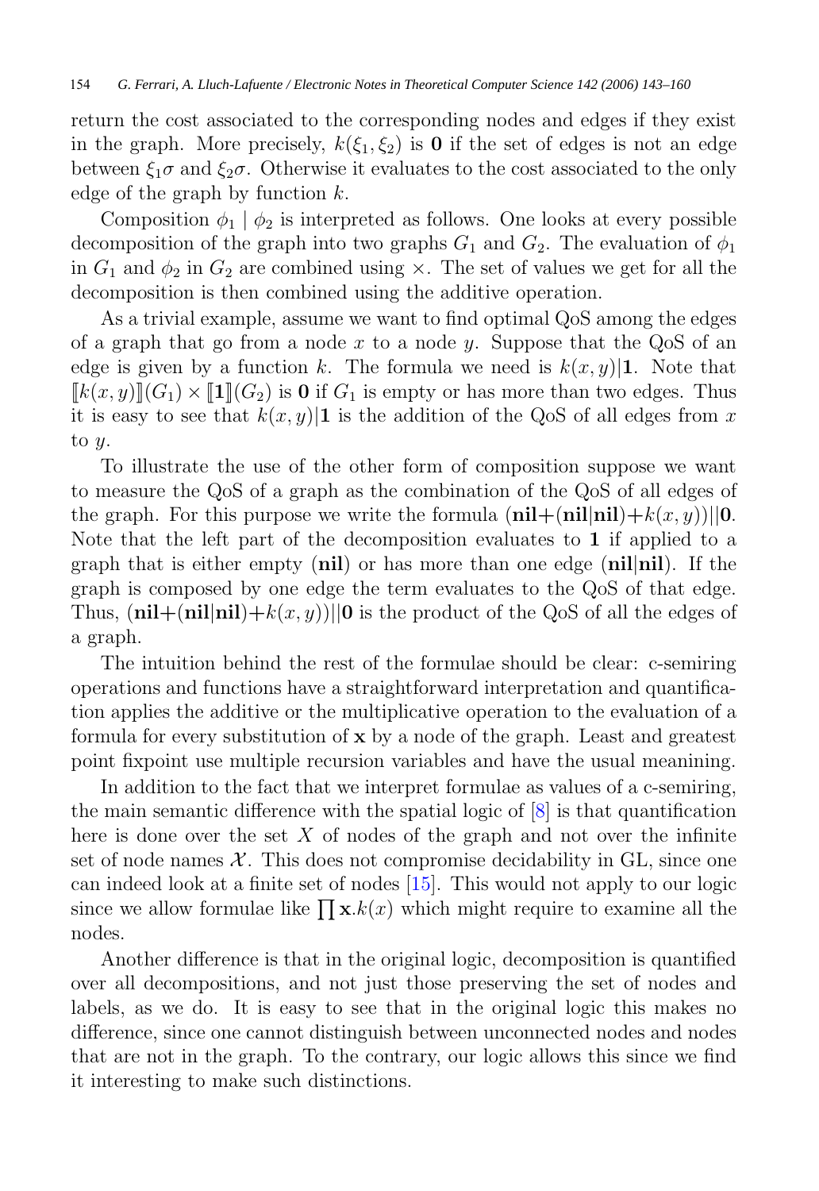return the cost associated to the corresponding nodes and edges if they exist in the graph. More precisely, $k(\xi_1, \xi_2)$ is $\mathbf{0}$ if the set of edges is not an edge between $\xi_1\sigma$ and $\xi_2\sigma$. Otherwise it evaluates to the cost associated to the only edge of the graph by function $k$.

Composition $\phi_1 \mid \phi_2$ is interpreted as follows. One looks at every possible decomposition of the graph into two graphs $G_1$ and $G_2$. The evaluation of $\phi_1$ in $G_1$ and $\phi_2$ in $G_2$ are combined using $\times$. The set of values we get for all the decomposition is then combined using the additive operation.

As a trivial example, assume we want to find optimal QoS among the edges of a graph that go from a node $x$ to a node $y$. Suppose that the QoS of an edge is given by a function $k$. The formula we need is $k(x, y)|\mathbf{1}$. Note that $[\![k(x, y)]\!](G_1) \times [\![\mathbf{1}]\!](G_2)$ is $\mathbf{0}$ if $G_1$ is empty or has more than two edges. Thus it is easy to see that $k(x, y)|\mathbf{1}$ is the addition of the QoS of all edges from $x$ to $y$.

To illustrate the use of the other form of composition suppose we want to measure the QoS of a graph as the combination of the QoS of all edges of the graph. For this purpose we write the formula $(\mathbf{nil}+(\mathbf{nil}|\mathbf{nil})+k(x, y))||\mathbf{0}$. Note that the left part of the decomposition evaluates to $\mathbf{1}$ if applied to a graph that is either empty ($\mathbf{nil}$) or has more than one edge ($\mathbf{nil}|\mathbf{nil}$). If the graph is composed by one edge the term evaluates to the QoS of that edge. Thus, $(\mathbf{nil}+(\mathbf{nil}|\mathbf{nil})+k(x, y))||\mathbf{0}$ is the product of the QoS of all the edges of a graph.

The intuition behind the rest of the formulae should be clear: c-semiring operations and functions have a straightforward interpretation and quantification applies the additive or the multiplicative operation to the evaluation of a formula for every substitution of $\mathbf{x}$ by a node of the graph. Least and greatest point fixpoint use multiple recursion variables and have the usual meanining.

In addition to the fact that we interpret formulae as values of a c-semiring, the main semantic difference with the spatial logic of [8] is that quantification here is done over the set $X$ of nodes of the graph and not over the infinite set of node names $\mathcal{X}$. This does not compromise decidability in GL, since one can indeed look at a finite set of nodes [15]. This would not apply to our logic since we allow formulae like $\prod \mathbf{x}.k(x)$ which might require to examine all the nodes.

Another difference is that in the original logic, decomposition is quantified over all decompositions, and not just those preserving the set of nodes and labels, as we do. It is easy to see that in the original logic this makes no difference, since one cannot distinguish between unconnected nodes and nodes that are not in the graph. To the contrary, our logic allows this since we find it interesting to make such distinctions.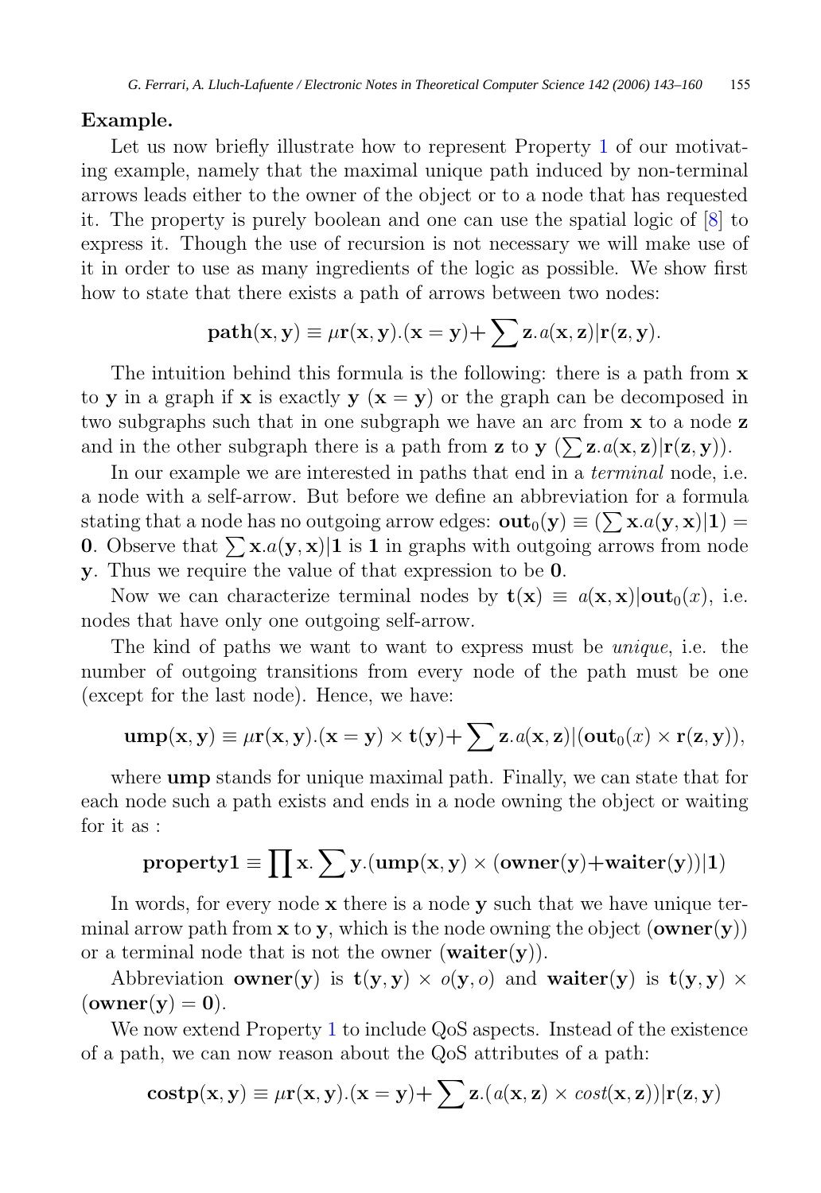**Example.**

Let us now briefly illustrate how to represent Property 1 of our motivating example, namely that the maximal unique path induced by non-terminal arrows leads either to the owner of the object or to a node that has requested it. The property is purely boolean and one can use the spatial logic of [8] to express it. Though the use of recursion is not necessary we will make use of it in order to use as many ingredients of the logic as possible. We show first how to state that there exists a path of arrows between two nodes:

$$\mathbf{path}(\mathbf{x}, \mathbf{y}) \equiv \mu \mathbf{r}(\mathbf{x}, \mathbf{y}).(\mathbf{x} = \mathbf{y}) + \sum \mathbf{z}.a(\mathbf{x}, \mathbf{z}) | \mathbf{r}(\mathbf{z}, \mathbf{y}).$$

The intuition behind this formula is the following: there is a path from $\mathbf{x}$ to $\mathbf{y}$ in a graph if $\mathbf{x}$ is exactly $\mathbf{y}$ ($\mathbf{x} = \mathbf{y}$) or the graph can be decomposed in two subgraphs such that in one subgraph we have an arc from $\mathbf{x}$ to a node $\mathbf{z}$ and in the other subgraph there is a path from $\mathbf{z}$ to $\mathbf{y}$ ($\sum \mathbf{z}.a(\mathbf{x}, \mathbf{z}) | \mathbf{r}(\mathbf{z}, \mathbf{y})$).

In our example we are interested in paths that end in a *terminal* node, i.e. a node with a self-arrow. But before we define an abbreviation for a formula stating that a node has no outgoing arrow edges: $\mathbf{out}_0(\mathbf{y}) \equiv (\sum \mathbf{x}.a(\mathbf{y}, \mathbf{x}) | \mathbf{1}) = \mathbf{0}$. Observe that $\sum \mathbf{x}.a(\mathbf{y}, \mathbf{x}) | \mathbf{1}$ is $\mathbf{1}$ in graphs with outgoing arrows from node $\mathbf{y}$. Thus we require the value of that expression to be $\mathbf{0}$.

Now we can characterize terminal nodes by $\mathbf{t}(\mathbf{x}) \equiv a(\mathbf{x}, \mathbf{x}) | \mathbf{out}_0(x)$, i.e. nodes that have only one outgoing self-arrow.

The kind of paths we want to want to express must be *unique*, i.e. the number of outgoing transitions from every node of the path must be one (except for the last node). Hence, we have:

$$\mathbf{ump}(\mathbf{x}, \mathbf{y}) \equiv \mu \mathbf{r}(\mathbf{x}, \mathbf{y}).(\mathbf{x} = \mathbf{y}) \times \mathbf{t}(\mathbf{y}) + \sum \mathbf{z}.a(\mathbf{x}, \mathbf{z}) | (\mathbf{out}_0(x) \times \mathbf{r}(\mathbf{z}, \mathbf{y})),$$

where **ump** stands for unique maximal path. Finally, we can state that for each node such a path exists and ends in a node owning the object or waiting for it as :

$$\mathbf{property1} \equiv \prod \mathbf{x}. \sum \mathbf{y}.(\mathbf{ump}(\mathbf{x}, \mathbf{y}) \times (\mathbf{owner}(\mathbf{y}) + \mathbf{waiter}(\mathbf{y})) | \mathbf{1})$$

In words, for every node $\mathbf{x}$ there is a node $\mathbf{y}$ such that we have unique terminal arrow path from $\mathbf{x}$ to $\mathbf{y}$, which is the node owning the object ($\mathbf{owner}(\mathbf{y})$) or a terminal node that is not the owner ($\mathbf{waiter}(\mathbf{y})$).

Abbreviation $\mathbf{owner}(\mathbf{y})$ is $\mathbf{t}(\mathbf{y}, \mathbf{y}) \times o(\mathbf{y}, o)$ and $\mathbf{waiter}(\mathbf{y})$ is $\mathbf{t}(\mathbf{y}, \mathbf{y}) \times (\mathbf{owner}(\mathbf{y}) = \mathbf{0})$.

We now extend Property 1 to include QoS aspects. Instead of the existence of a path, we can now reason about the QoS attributes of a path:

$$\mathbf{costp}(\mathbf{x}, \mathbf{y}) \equiv \mu \mathbf{r}(\mathbf{x}, \mathbf{y}).(\mathbf{x} = \mathbf{y}) + \sum \mathbf{z}.(a(\mathbf{x}, \mathbf{z}) \times \mathit{cost}(\mathbf{x}, \mathbf{z})) | \mathbf{r}(\mathbf{z}, \mathbf{y})$$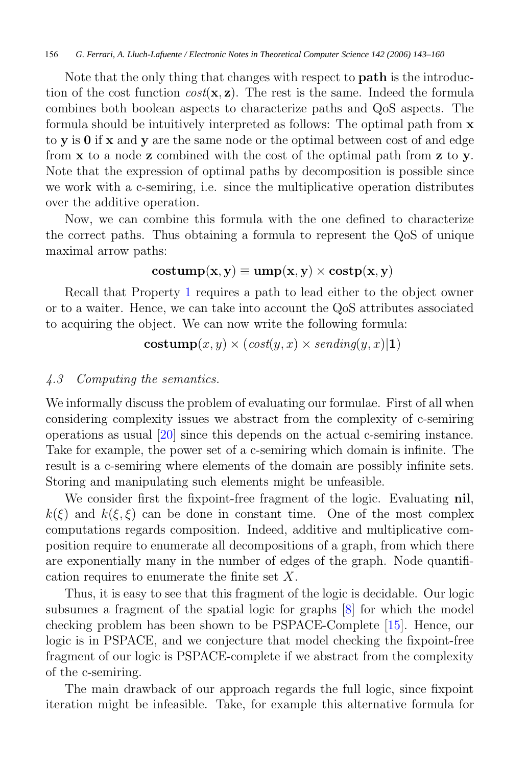Note that the only thing that changes with respect to **path** is the introduction of the cost function $cost(\mathbf{x}, \mathbf{z})$. The rest is the same. Indeed the formula combines both boolean aspects to characterize paths and QoS aspects. The formula should be intuitively interpreted as follows: The optimal path from $\mathbf{x}$ to $\mathbf{y}$ is $\mathbf{0}$ if $\mathbf{x}$ and $\mathbf{y}$ are the same node or the optimal between cost of and edge from $\mathbf{x}$ to a node $\mathbf{z}$ combined with the cost of the optimal path from $\mathbf{z}$ to $\mathbf{y}$. Note that the expression of optimal paths by decomposition is possible since we work with a c-semiring, i.e. since the multiplicative operation distributes over the additive operation.

Now, we can combine this formula with the one defined to characterize the correct paths. Thus obtaining a formula to represent the QoS of unique maximal arrow paths:

$$\mathbf{costump}(\mathbf{x}, \mathbf{y}) \equiv \mathbf{ump}(\mathbf{x}, \mathbf{y}) \times \mathbf{costp}(\mathbf{x}, \mathbf{y})$$

Recall that Property 1 requires a path to lead either to the object owner or to a waiter. Hence, we can take into account the QoS attributes associated to acquiring the object. We can now write the following formula:

$$\mathbf{costump}(x, y) \times (cost(y, x) \times sending(y, x) | \mathbf{1})$$

### *4.3 Computing the semantics.*

We informally discuss the problem of evaluating our formulae. First of all when considering complexity issues we abstract from the complexity of c-semiring operations as usual [20] since this depends on the actual c-semiring instance. Take for example, the power set of a c-semiring which domain is infinite. The result is a c-semiring where elements of the domain are possibly infinite sets. Storing and manipulating such elements might be unfeasible.

We consider first the fixpoint-free fragment of the logic. Evaluating **nil**, $k(\xi)$ and $k(\xi, \xi)$ can be done in constant time. One of the most complex computations regards composition. Indeed, additive and multiplicative composition require to enumerate all decompositions of a graph, from which there are exponentially many in the number of edges of the graph. Node quantification requires to enumerate the finite set $X$.

Thus, it is easy to see that this fragment of the logic is decidable. Our logic subsumes a fragment of the spatial logic for graphs [8] for which the model checking problem has been shown to be PSPACE-Complete [15]. Hence, our logic is in PSPACE, and we conjecture that model checking the fixpoint-free fragment of our logic is PSPACE-complete if we abstract from the complexity of the c-semiring.

The main drawback of our approach regards the full logic, since fixpoint iteration might be infeasible. Take, for example this alternative formula for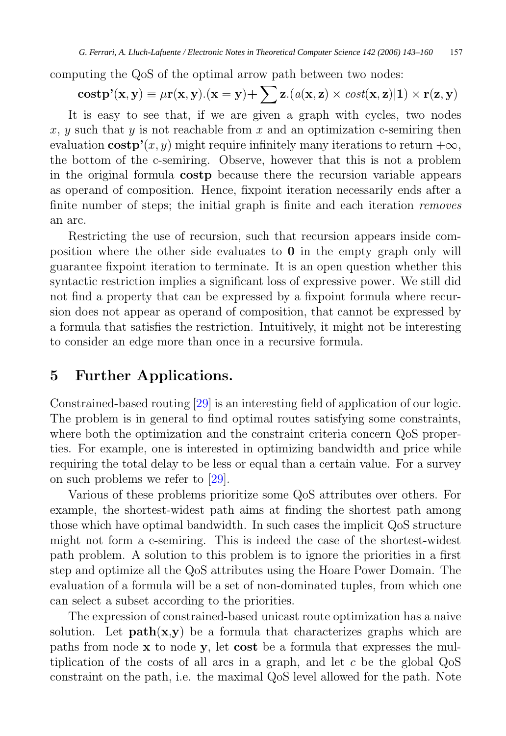computing the QoS of the optimal arrow path between two nodes:

$$\mathbf{costp'(x,y)} \equiv \mu\mathbf{r(x,y).(x=y)} + \sum \mathbf{z}.(a(\mathbf{x},\mathbf{z}) \times cost(\mathbf{x},\mathbf{z})|\mathbf{1}) \times \mathbf{r(z,y)}$$

It is easy to see that, if we are given a graph with cycles, two nodes $x$, $y$ such that $y$ is not reachable from $x$ and an optimization c-semiring then evaluation $\mathbf{costp'}(x,y)$ might require infinitely many iterations to return $+\infty$, the bottom of the c-semiring. Observe, however that this is not a problem in the original formula **costp** because there the recursion variable appears as operand of composition. Hence, fixpoint iteration necessarily ends after a finite number of steps; the initial graph is finite and each iteration *removes* an arc.

Restricting the use of recursion, such that recursion appears inside composition where the other side evaluates to $\mathbf{0}$ in the empty graph only will guarantee fixpoint iteration to terminate. It is an open question whether this syntactic restriction implies a significant loss of expressive power. We still did not find a property that can be expressed by a fixpoint formula where recursion does not appear as operand of composition, that cannot be expressed by a formula that satisfies the restriction. Intuitively, it might not be interesting to consider an edge more than once in a recursive formula.

## 5 Further Applications.

Constrained-based routing [29] is an interesting field of application of our logic. The problem is in general to find optimal routes satisfying some constraints, where both the optimization and the constraint criteria concern QoS properties. For example, one is interested in optimizing bandwidth and price while requiring the total delay to be less or equal than a certain value. For a survey on such problems we refer to [29].

Various of these problems prioritize some QoS attributes over others. For example, the shortest-widest path aims at finding the shortest path among those which have optimal bandwidth. In such cases the implicit QoS structure might not form a c-semiring. This is indeed the case of the shortest-widest path problem. A solution to this problem is to ignore the priorities in a first step and optimize all the QoS attributes using the Hoare Power Domain. The evaluation of a formula will be a set of non-dominated tuples, from which one can select a subset according to the priorities.

The expression of constrained-based unicast route optimization has a naive solution. Let $\mathbf{path(x,y)}$ be a formula that characterizes graphs which are paths from node $\mathbf{x}$ to node $\mathbf{y}$, let **cost** be a formula that expresses the multiplication of the costs of all arcs in a graph, and let $c$ be the global QoS constraint on the path, i.e. the maximal QoS level allowed for the path. Note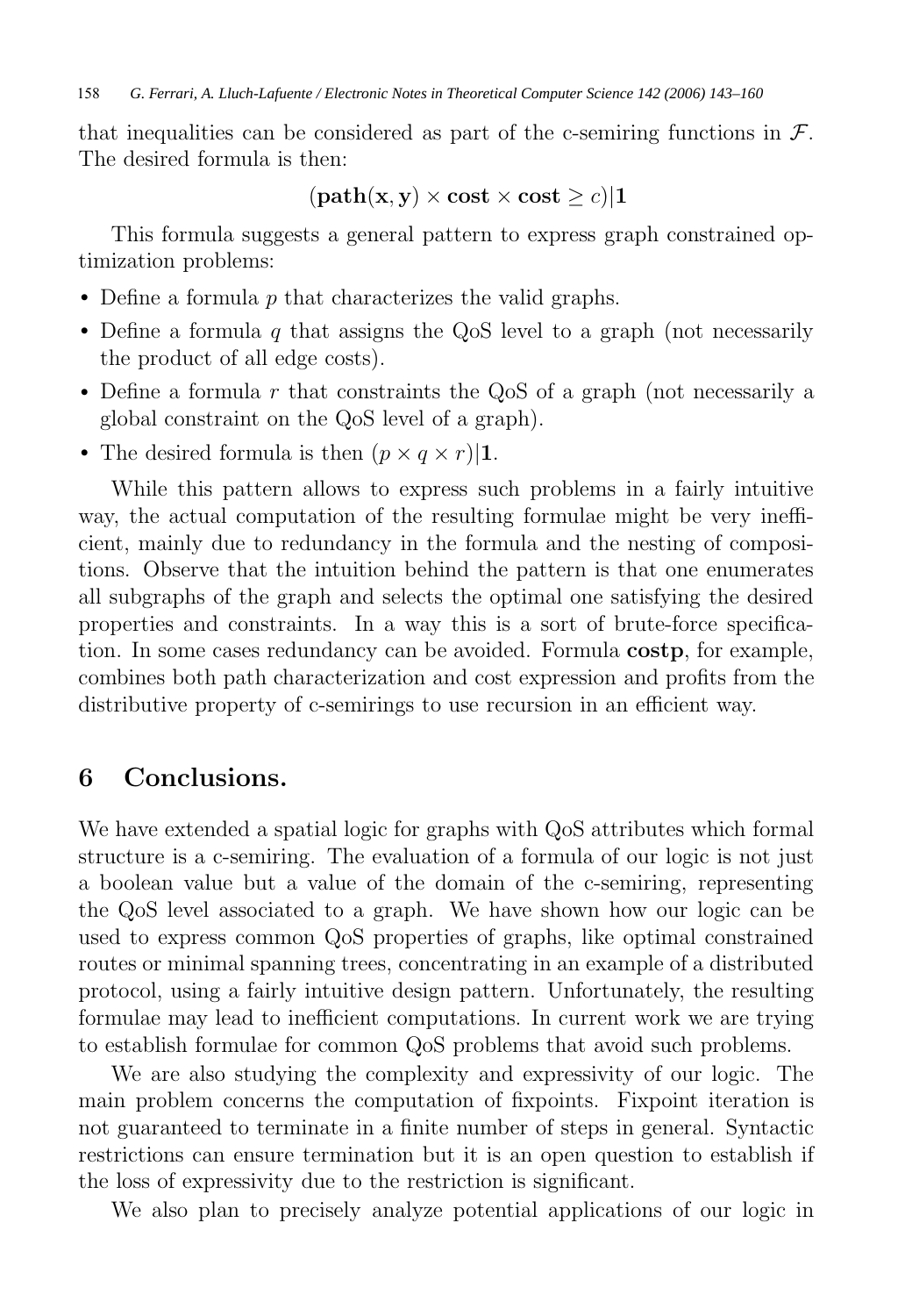that inequalities can be considered as part of the c-semiring functions in $\mathcal{F}$. The desired formula is then:

$$(\mathbf{path}(\mathbf{x}, \mathbf{y}) \times \mathbf{cost} \times \mathbf{cost} \geq c)|\mathbf{1}$$

This formula suggests a general pattern to express graph constrained optimization problems:

- Define a formula $p$ that characterizes the valid graphs.
- Define a formula $q$ that assigns the QoS level to a graph (not necessarily the product of all edge costs).
- Define a formula $r$ that constraints the QoS of a graph (not necessarily a global constraint on the QoS level of a graph).
- The desired formula is then $(p \times q \times r)|\mathbf{1}$.

While this pattern allows to express such problems in a fairly intuitive way, the actual computation of the resulting formulae might be very inefficient, mainly due to redundancy in the formula and the nesting of compositions. Observe that the intuition behind the pattern is that one enumerates all subgraphs of the graph and selects the optimal one satisfying the desired properties and constraints. In a way this is a sort of brute-force specification. In some cases redundancy can be avoided. Formula **costp**, for example, combines both path characterization and cost expression and profits from the distributive property of c-semirings to use recursion in an efficient way.

## 6 Conclusions.

We have extended a spatial logic for graphs with QoS attributes which formal structure is a c-semiring. The evaluation of a formula of our logic is not just a boolean value but a value of the domain of the c-semiring, representing the QoS level associated to a graph. We have shown how our logic can be used to express common QoS properties of graphs, like optimal constrained routes or minimal spanning trees, concentrating in an example of a distributed protocol, using a fairly intuitive design pattern. Unfortunately, the resulting formulae may lead to inefficient computations. In current work we are trying to establish formulae for common QoS problems that avoid such problems.

We are also studying the complexity and expressivity of our logic. The main problem concerns the computation of fixpoints. Fixpoint iteration is not guaranteed to terminate in a finite number of steps in general. Syntactic restrictions can ensure termination but it is an open question to establish if the loss of expressivity due to the restriction is significant.

We also plan to precisely analyze potential applications of our logic in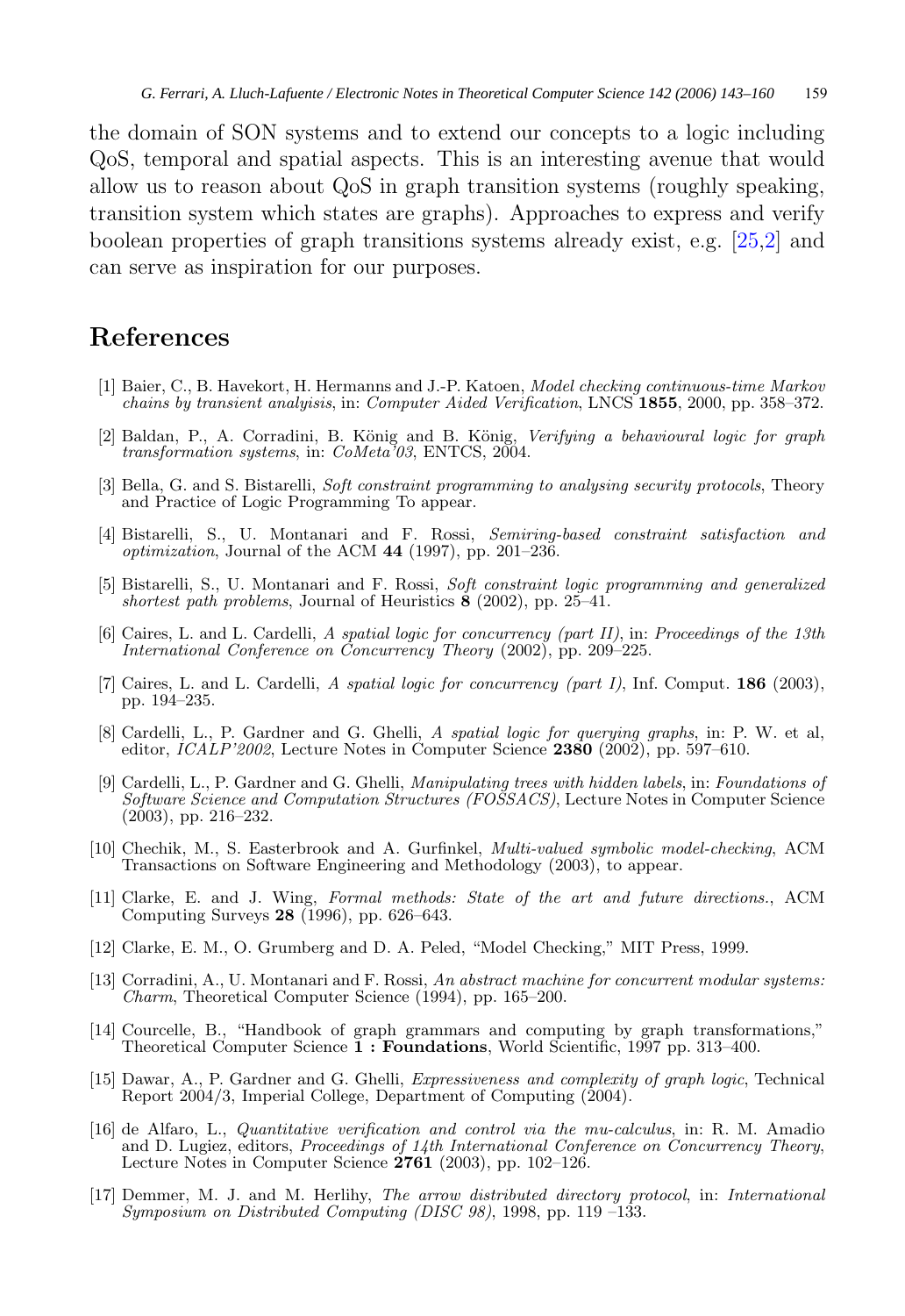the domain of SON systems and to extend our concepts to a logic including QoS, temporal and spatial aspects. This is an interesting avenue that would allow us to reason about QoS in graph transition systems (roughly speaking, transition system which states are graphs). Approaches to express and verify boolean properties of graph transitions systems already exist, e.g. [25,2] and can serve as inspiration for our purposes.

## References

[1] Baier, C., B. Havekort, H. Hermanns and J.-P. Katoen, *Model checking continuous-time Markov chains by transient analyisis*, in: *Computer Aided Verification*, LNCS **1855**, 2000, pp. 358–372.

[2] Baldan, P., A. Corradini, B. König and B. König, *Verifying a behavioural logic for graph transformation systems*, in: *CoMeta'03*, ENTCS, 2004.

[3] Bella, G. and S. Bistarelli, *Soft constraint programming to analysing security protocols*, Theory and Practice of Logic Programming To appear.

[4] Bistarelli, S., U. Montanari and F. Rossi, *Semiring-based constraint satisfaction and optimization*, Journal of the ACM **44** (1997), pp. 201–236.

[5] Bistarelli, S., U. Montanari and F. Rossi, *Soft constraint logic programming and generalized shortest path problems*, Journal of Heuristics **8** (2002), pp. 25–41.

[6] Caires, L. and L. Cardelli, *A spatial logic for concurrency (part II)*, in: *Proceedings of the 13th International Conference on Concurrency Theory* (2002), pp. 209–225.

[7] Caires, L. and L. Cardelli, *A spatial logic for concurrency (part I)*, Inf. Comput. **186** (2003), pp. 194–235.

[8] Cardelli, L., P. Gardner and G. Ghelli, *A spatial logic for querying graphs*, in: P. W. et al, editor, *ICALP'2002*, Lecture Notes in Computer Science **2380** (2002), pp. 597–610.

[9] Cardelli, L., P. Gardner and G. Ghelli, *Manipulating trees with hidden labels*, in: *Foundations of Software Science and Computation Structures (FOSSACS)*, Lecture Notes in Computer Science (2003), pp. 216–232.

[10] Chechik, M., S. Easterbrook and A. Gurfinkel, *Multi-valued symbolic model-checking*, ACM Transactions on Software Engineering and Methodology (2003), to appear.

[11] Clarke, E. and J. Wing, *Formal methods: State of the art and future directions.*, ACM Computing Surveys **28** (1996), pp. 626–643.

[12] Clarke, E. M., O. Grumberg and D. A. Peled, "Model Checking," MIT Press, 1999.

[13] Corradini, A., U. Montanari and F. Rossi, *An abstract machine for concurrent modular systems: Charm*, Theoretical Computer Science (1994), pp. 165–200.

[14] Courcelle, B., "Handbook of graph grammars and computing by graph transformations," Theoretical Computer Science **1 : Foundations**, World Scientific, 1997 pp. 313–400.

[15] Dawar, A., P. Gardner and G. Ghelli, *Expressiveness and complexity of graph logic*, Technical Report 2004/3, Imperial College, Department of Computing (2004).

[16] de Alfaro, L., *Quantitative verification and control via the mu-calculus*, in: R. M. Amadio and D. Lugiez, editors, *Proceedings of 14th International Conference on Concurrency Theory*, Lecture Notes in Computer Science **2761** (2003), pp. 102–126.

[17] Demmer, M. J. and M. Herlihy, *The arrow distributed directory protocol*, in: *International Symposium on Distributed Computing (DISC 98)*, 1998, pp. 119 –133.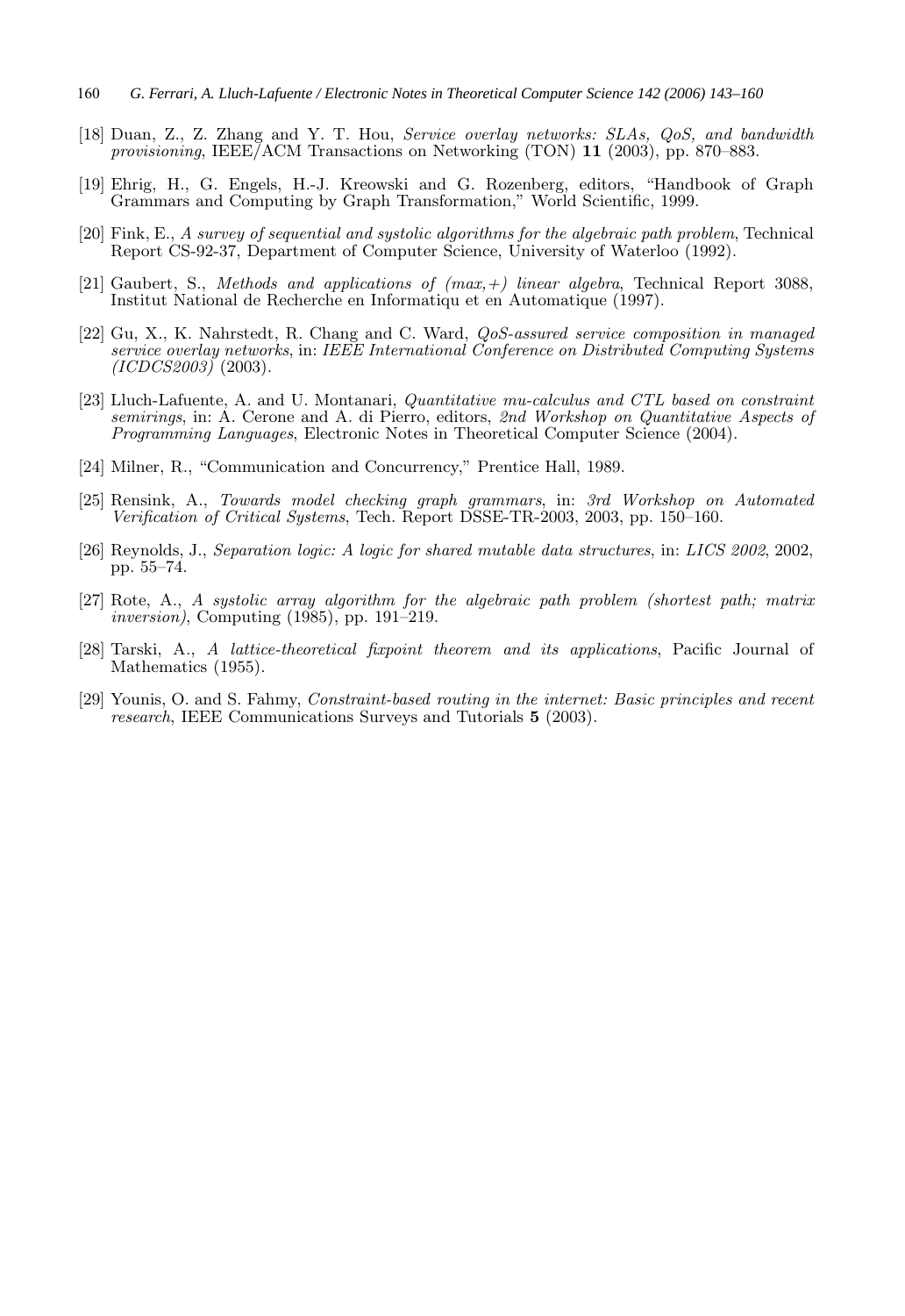[18] Duan, Z., Z. Zhang and Y. T. Hou, *Service overlay networks: SLAs, QoS, and bandwidth provisioning*, IEEE/ACM Transactions on Networking (TON) **11** (2003), pp. 870–883.

[19] Ehrig, H., G. Engels, H.-J. Kreowski and G. Rozenberg, editors, "Handbook of Graph Grammars and Computing by Graph Transformation," World Scientific, 1999.

[20] Fink, E., *A survey of sequential and systolic algorithms for the algebraic path problem*, Technical Report CS-92-37, Department of Computer Science, University of Waterloo (1992).

[21] Gaubert, S., *Methods and applications of (max,+) linear algebra*, Technical Report 3088, Institut National de Recherche en Informatiqu et en Automatique (1997).

[22] Gu, X., K. Nahrstedt, R. Chang and C. Ward, *QoS-assured service composition in managed service overlay networks*, in: *IEEE International Conference on Distributed Computing Systems (ICDCS2003)* (2003).

[23] Lluch-Lafuente, A. and U. Montanari, *Quantitative mu-calculus and CTL based on constraint semirings*, in: A. Cerone and A. di Pierro, editors, *2nd Workshop on Quantitative Aspects of Programming Languages*, Electronic Notes in Theoretical Computer Science (2004).

[24] Milner, R., "Communication and Concurrency," Prentice Hall, 1989.

[25] Rensink, A., *Towards model checking graph grammars*, in: *3rd Workshop on Automated Verification of Critical Systems*, Tech. Report DSSE-TR-2003, 2003, pp. 150–160.

[26] Reynolds, J., *Separation logic: A logic for shared mutable data structures*, in: *LICS 2002*, 2002, pp. 55–74.

[27] Rote, A., *A systolic array algorithm for the algebraic path problem (shortest path; matrix inversion)*, Computing (1985), pp. 191–219.

[28] Tarski, A., *A lattice-theoretical fixpoint theorem and its applications*, Pacific Journal of Mathematics (1955).

[29] Younis, O. and S. Fahmy, *Constraint-based routing in the internet: Basic principles and recent research*, IEEE Communications Surveys and Tutorials **5** (2003).